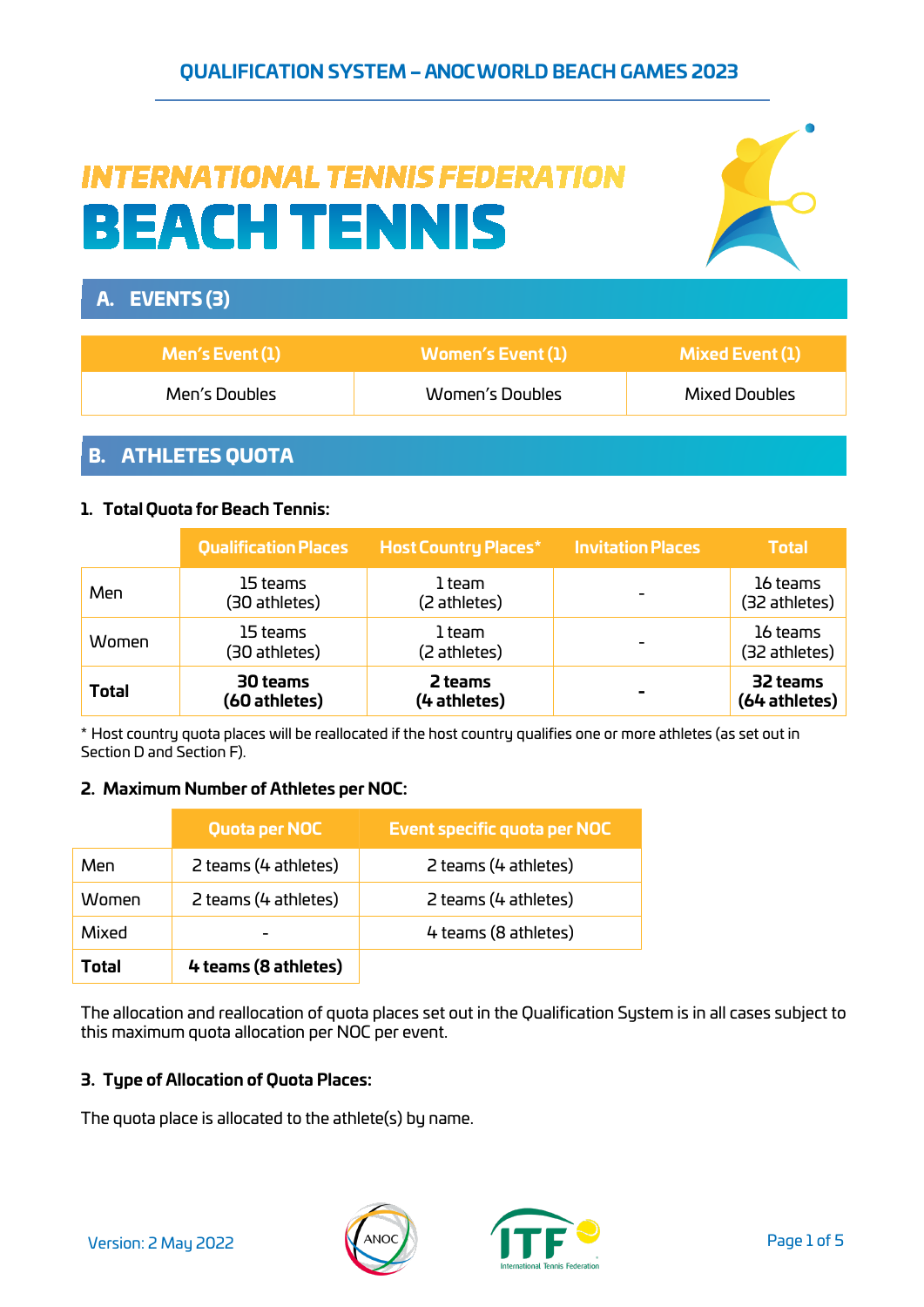# QUALIFICATION SYSTEM – ANOC WORLD BEACH GAMES 2023

## INTERNATIONAL TENNIS FEDERATION

# BEACH TENNIS

## A. EVENTS (3)

| Men's Event (1) | Women's Event (1) | Mixed Event (1) |
|---|---|---|
| Men's Doubles | Women's Doubles | Mixed Doubles |

## B. ATHLETES QUOTA

### 1. Total Quota for Beach Tennis:

| | Qualification Places | Host Country Places* | Invitation Places | Total |
|---|---|---|---|---|
| Men | 15 teams (30 athletes) | 1 team (2 athletes) | - | 16 teams (32 athletes) |
| Women | 15 teams (30 athletes) | 1 team (2 athletes) | - | 16 teams (32 athletes) |
| **Total** | **30 teams (60 athletes)** | **2 teams (4 athletes)** | **-** | **32 teams (64 athletes)** |

* Host country quota places will be reallocated if the host country qualifies one or more athletes (as set out in Section D and Section F).

### 2. Maximum Number of Athletes per NOC:

| | Quota per NOC | Event specific quota per NOC |
|---|---|---|
| Men | 2 teams (4 athletes) | 2 teams (4 athletes) |
| Women | 2 teams (4 athletes) | 2 teams (4 athletes) |
| Mixed | - | 4 teams (8 athletes) |
| **Total** | **4 teams (8 athletes)** | |

The allocation and reallocation of quota places set out in the Qualification System is in all cases subject to this maximum quota allocation per NOC per event.

### 3. Type of Allocation of Quota Places:

The quota place is allocated to the athlete(s) by name.

Version: 2 May 2022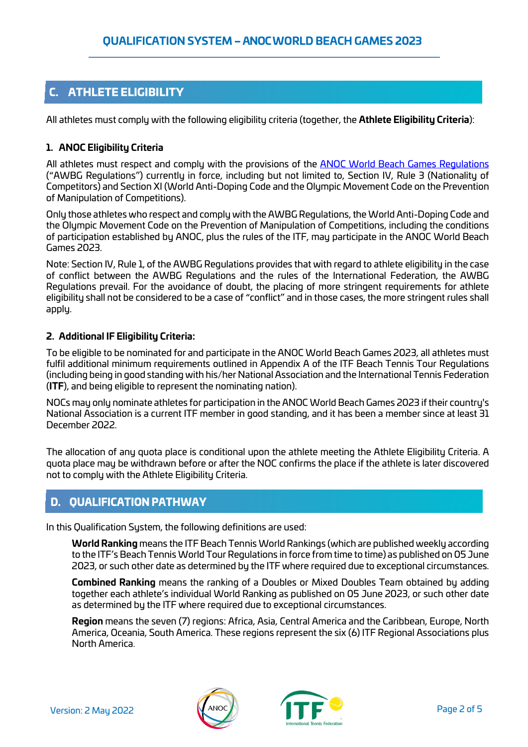## C. ATHLETE ELIGIBILITY

All athletes must comply with the following eligibility criteria (together, the **Athlete Eligibility Criteria**):

### 1. ANOC Eligibility Criteria

All athletes must respect and comply with the provisions of the [ANOC World Beach Games Regulations](#) ("AWBG Regulations") currently in force, including but not limited to, Section IV, Rule 3 (Nationality of Competitors) and Section XI (World Anti-Doping Code and the Olympic Movement Code on the Prevention of Manipulation of Competitions).

Only those athletes who respect and comply with the AWBG Regulations, the World Anti-Doping Code and the Olympic Movement Code on the Prevention of Manipulation of Competitions, including the conditions of participation established by ANOC, plus the rules of the ITF, may participate in the ANOC World Beach Games 2023.

Note: Section IV, Rule 1, of the AWBG Regulations provides that with regard to athlete eligibility in the case of conflict between the AWBG Regulations and the rules of the International Federation, the AWBG Regulations prevail. For the avoidance of doubt, the placing of more stringent requirements for athlete eligibility shall not be considered to be a case of "conflict" and in those cases, the more stringent rules shall apply.

### 2. Additional IF Eligibility Criteria:

To be eligible to be nominated for and participate in the ANOC World Beach Games 2023, all athletes must fulfil additional minimum requirements outlined in Appendix A of the ITF Beach Tennis Tour Regulations (including being in good standing with his/her National Association and the International Tennis Federation (**ITF**), and being eligible to represent the nominating nation).

NOCs may only nominate athletes for participation in the ANOC World Beach Games 2023 if their country's National Association is a current ITF member in good standing, and it has been a member since at least 31 December 2022.

The allocation of any quota place is conditional upon the athlete meeting the Athlete Eligibility Criteria. A quota place may be withdrawn before or after the NOC confirms the place if the athlete is later discovered not to comply with the Athlete Eligibility Criteria.

## D. QUALIFICATION PATHWAY

In this Qualification System, the following definitions are used:

**World Ranking** means the ITF Beach Tennis World Rankings (which are published weekly according to the ITF's Beach Tennis World Tour Regulations in force from time to time) as published on 05 June 2023, or such other date as determined by the ITF where required due to exceptional circumstances.

**Combined Ranking** means the ranking of a Doubles or Mixed Doubles Team obtained by adding together each athlete's individual World Ranking as published on 05 June 2023, or such other date as determined by the ITF where required due to exceptional circumstances.

**Region** means the seven (7) regions: Africa, Asia, Central America and the Caribbean, Europe, North America, Oceania, South America. These regions represent the six (6) ITF Regional Associations plus North America.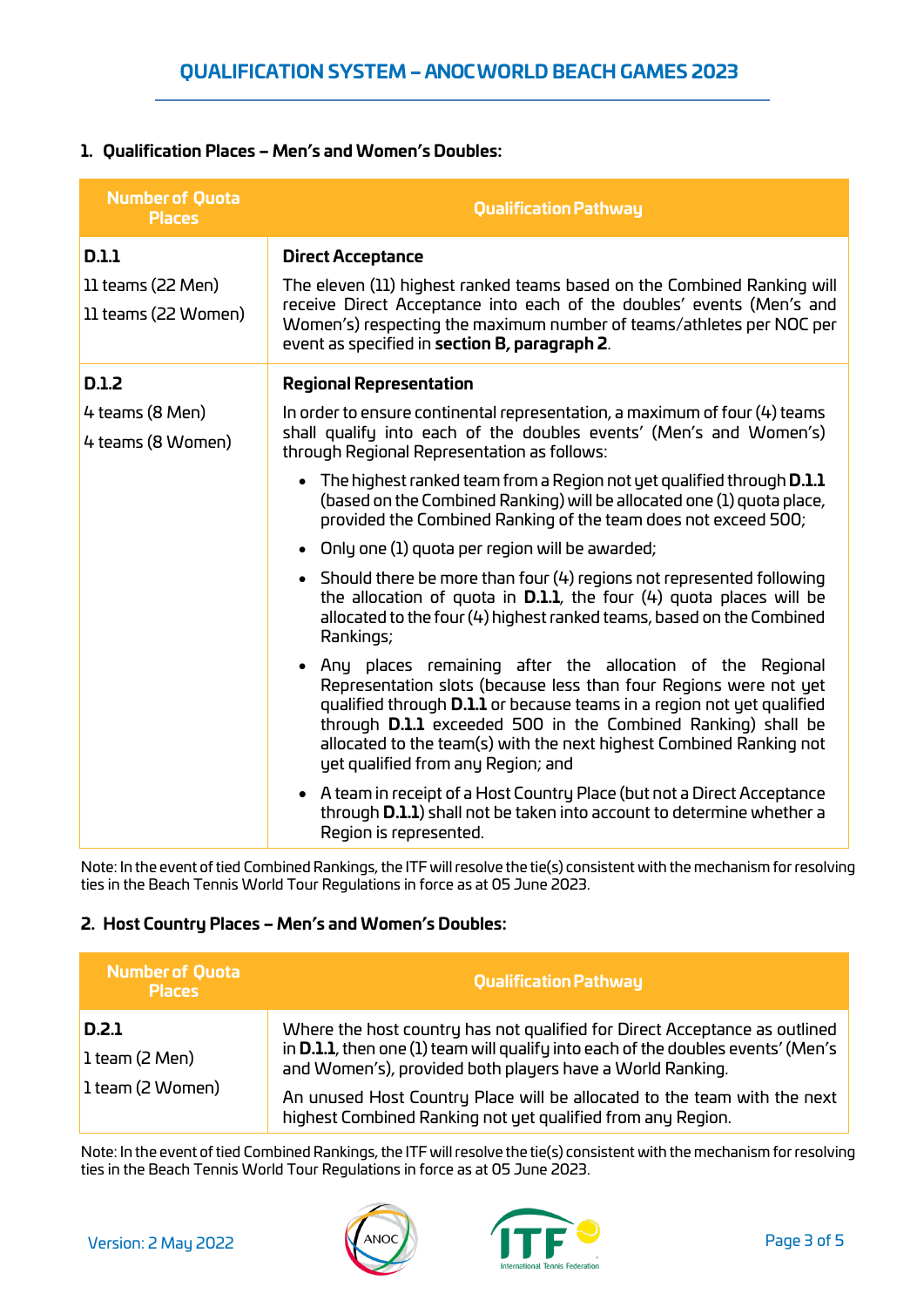## 1. Qualification Places – Men's and Women's Doubles:

| Number of Quota Places | Qualification Pathway |
| --- | --- |
| **D.1.1**<br>11 teams (22 Men)<br>11 teams (22 Women) | **Direct Acceptance**<br>The eleven (11) highest ranked teams based on the Combined Ranking will receive Direct Acceptance into each of the doubles' events (Men's and Women's) respecting the maximum number of teams/athletes per NOC per event as specified in **section B, paragraph 2**. |
| **D.1.2**<br>4 teams (8 Men)<br>4 teams (8 Women) | **Regional Representation**<br>In order to ensure continental representation, a maximum of four (4) teams shall qualify into each of the doubles events' (Men's and Women's) through Regional Representation as follows:<br>• The highest ranked team from a Region not yet qualified through **D.1.1** (based on the Combined Ranking) will be allocated one (1) quota place, provided the Combined Ranking of the team does not exceed 500;<br>• Only one (1) quota per region will be awarded;<br>• Should there be more than four (4) regions not represented following the allocation of quota in **D.1.1**, the four (4) quota places will be allocated to the four (4) highest ranked teams, based on the Combined Rankings;<br>• Any places remaining after the allocation of the Regional Representation slots (because less than four Regions were not yet qualified through **D.1.1** or because teams in a region not yet qualified through **D.1.1** exceeded 500 in the Combined Ranking) shall be allocated to the team(s) with the next highest Combined Ranking not yet qualified from any Region; and<br>• A team in receipt of a Host Country Place (but not a Direct Acceptance through **D.1.1**) shall not be taken into account to determine whether a Region is represented. |

Note: In the event of tied Combined Rankings, the ITF will resolve the tie(s) consistent with the mechanism for resolving ties in the Beach Tennis World Tour Regulations in force as at 05 June 2023.

## 2. Host Country Places – Men's and Women's Doubles:

| Number of Quota Places | Qualification Pathway |
| --- | --- |
| **D.2.1**<br>1 team (2 Men)<br>1 team (2 Women) | Where the host country has not qualified for Direct Acceptance as outlined in **D.1.1**, then one (1) team will qualify into each of the doubles events' (Men's and Women's), provided both players have a World Ranking.<br>An unused Host Country Place will be allocated to the team with the next highest Combined Ranking not yet qualified from any Region. |

Note: In the event of tied Combined Rankings, the ITF will resolve the tie(s) consistent with the mechanism for resolving ties in the Beach Tennis World Tour Regulations in force as at 05 June 2023.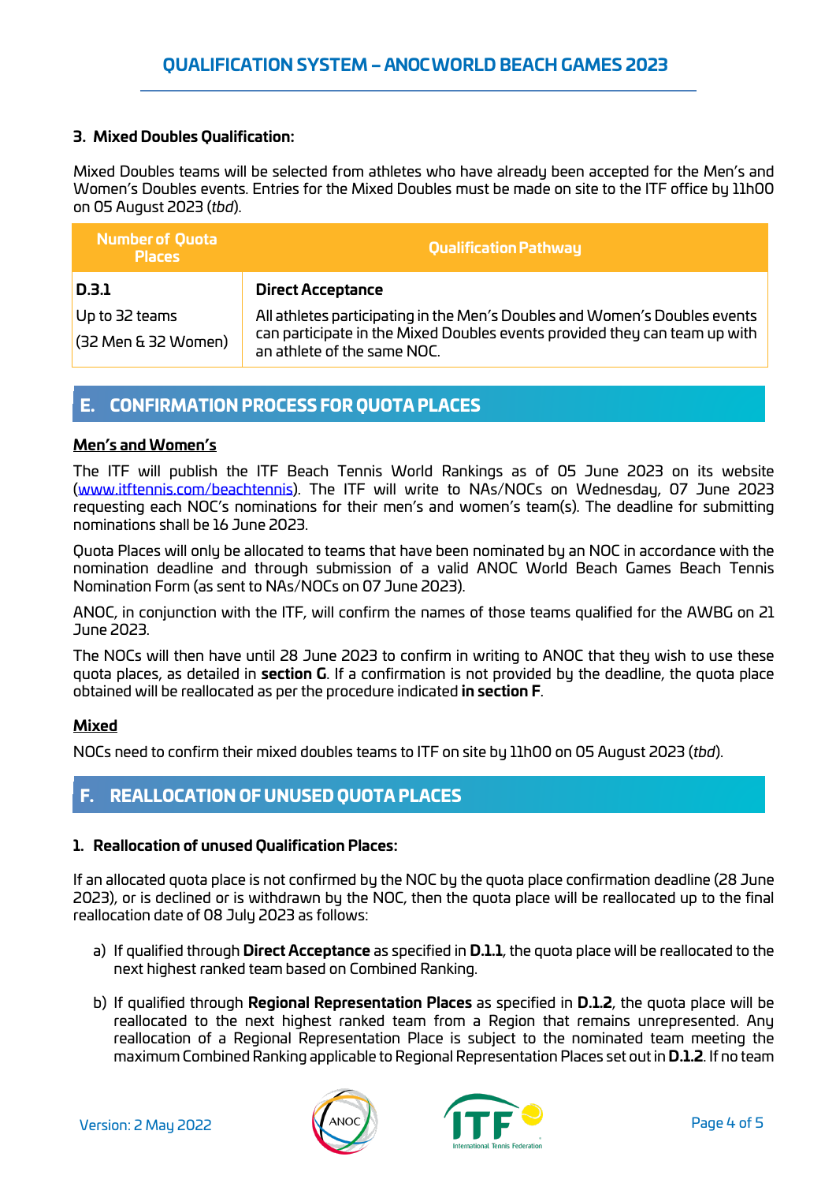### 3. Mixed Doubles Qualification:

Mixed Doubles teams will be selected from athletes who have already been accepted for the Men's and Women's Doubles events. Entries for the Mixed Doubles must be made on site to the ITF office by 11h00 on 05 August 2023 (*tbd*).

| Number of Quota Places | Qualification Pathway |
| --- | --- |
| **D.3.1**<br>Up to 32 teams<br>(32 Men & 32 Women) | **Direct Acceptance**<br>All athletes participating in the Men's Doubles and Women's Doubles events can participate in the Mixed Doubles events provided they can team up with an athlete of the same NOC. |

## E. CONFIRMATION PROCESS FOR QUOTA PLACES

**Men's and Women's**

The ITF will publish the ITF Beach Tennis World Rankings as of 05 June 2023 on its website (www.itftennis.com/beachtennis). The ITF will write to NAs/NOCs on Wednesday, 07 June 2023 requesting each NOC's nominations for their men's and women's team(s). The deadline for submitting nominations shall be 16 June 2023.

Quota Places will only be allocated to teams that have been nominated by an NOC in accordance with the nomination deadline and through submission of a valid ANOC World Beach Games Beach Tennis Nomination Form (as sent to NAs/NOCs on 07 June 2023).

ANOC, in conjunction with the ITF, will confirm the names of those teams qualified for the AWBG on 21 June 2023.

The NOCs will then have until 28 June 2023 to confirm in writing to ANOC that they wish to use these quota places, as detailed in **section G**. If a confirmation is not provided by the deadline, the quota place obtained will be reallocated as per the procedure indicated **in section F**.

**Mixed**

NOCs need to confirm their mixed doubles teams to ITF on site by 11h00 on 05 August 2023 (*tbd*).

## F. REALLOCATION OF UNUSED QUOTA PLACES

### 1. Reallocation of unused Qualification Places:

If an allocated quota place is not confirmed by the NOC by the quota place confirmation deadline (28 June 2023), or is declined or is withdrawn by the NOC, then the quota place will be reallocated up to the final reallocation date of 08 July 2023 as follows:

a) If qualified through **Direct Acceptance** as specified in **D.1.1**, the quota place will be reallocated to the next highest ranked team based on Combined Ranking.

b) If qualified through **Regional Representation Places** as specified in **D.1.2**, the quota place will be reallocated to the next highest ranked team from a Region that remains unrepresented. Any reallocation of a Regional Representation Place is subject to the nominated team meeting the maximum Combined Ranking applicable to Regional Representation Places set out in **D.1.2**. If no team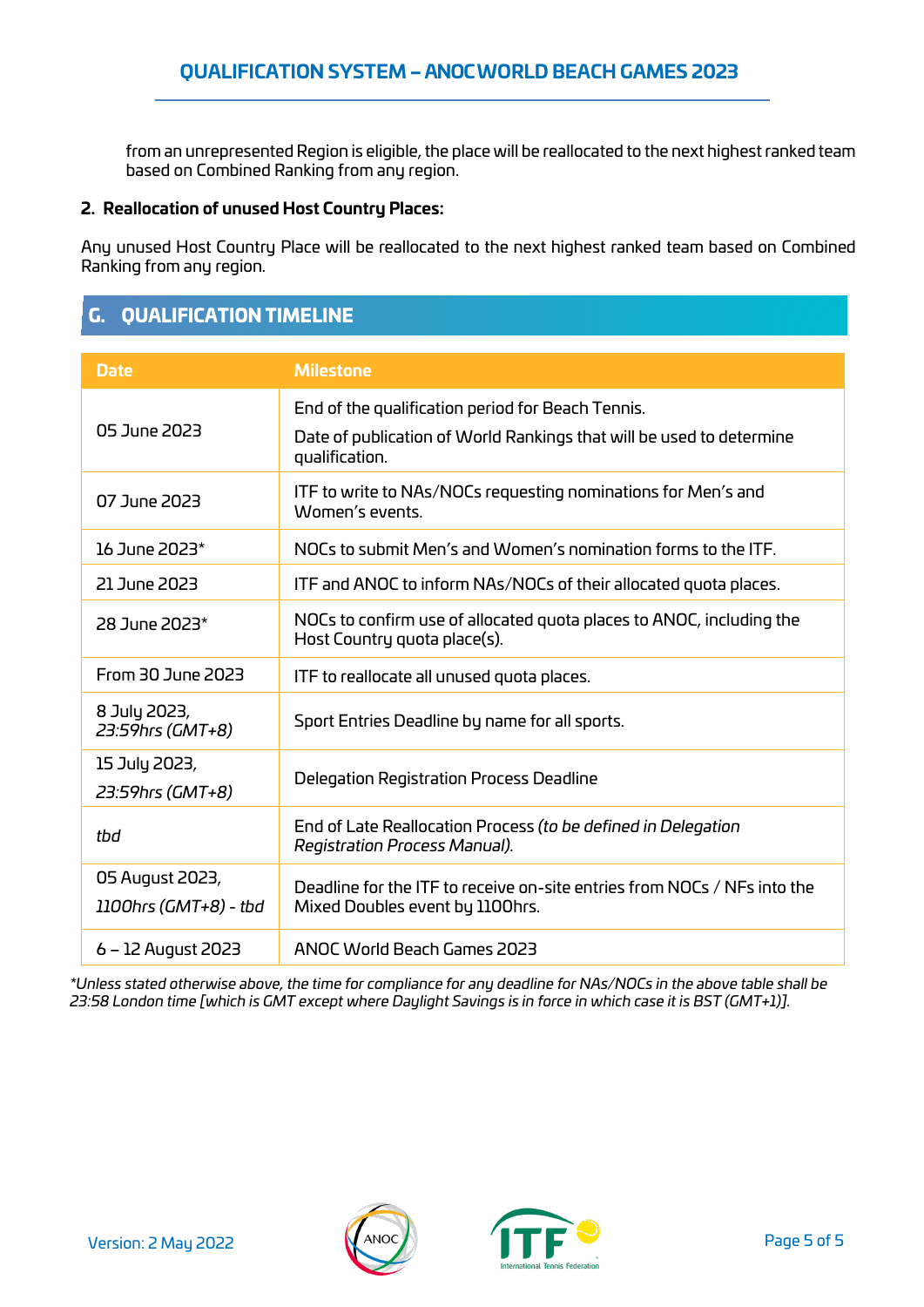from an unrepresented Region is eligible, the place will be reallocated to the next highest ranked team based on Combined Ranking from any region.

**2. Reallocation of unused Host Country Places:**

Any unused Host Country Place will be reallocated to the next highest ranked team based on Combined Ranking from any region.

## G. QUALIFICATION TIMELINE

| Date | Milestone |
|---|---|
| 05 June 2023 | End of the qualification period for Beach Tennis. Date of publication of World Rankings that will be used to determine qualification. |
| 07 June 2023 | ITF to write to NAs/NOCs requesting nominations for Men's and Women's events. |
| 16 June 2023* | NOCs to submit Men's and Women's nomination forms to the ITF. |
| 21 June 2023 | ITF and ANOC to inform NAs/NOCs of their allocated quota places. |
| 28 June 2023* | NOCs to confirm use of allocated quota places to ANOC, including the Host Country quota place(s). |
| From 30 June 2023 | ITF to reallocate all unused quota places. |
| 8 July 2023, *23:59hrs (GMT+8)* | Sport Entries Deadline by name for all sports. |
| 15 July 2023, *23:59hrs (GMT+8)* | Delegation Registration Process Deadline |
| *tbd* | End of Late Reallocation Process *(to be defined in Delegation Registration Process Manual).* |
| 05 August 2023, *1100hrs (GMT+8) - tbd* | Deadline for the ITF to receive on-site entries from NOCs / NFs into the Mixed Doubles event by 1100hrs. |
| 6 – 12 August 2023 | ANOC World Beach Games 2023 |

*\*Unless stated otherwise above, the time for compliance for any deadline for NAs/NOCs in the above table shall be 23:58 London time [which is GMT except where Daylight Savings is in force in which case it is BST (GMT+1)].*

Version: 2 May 2022